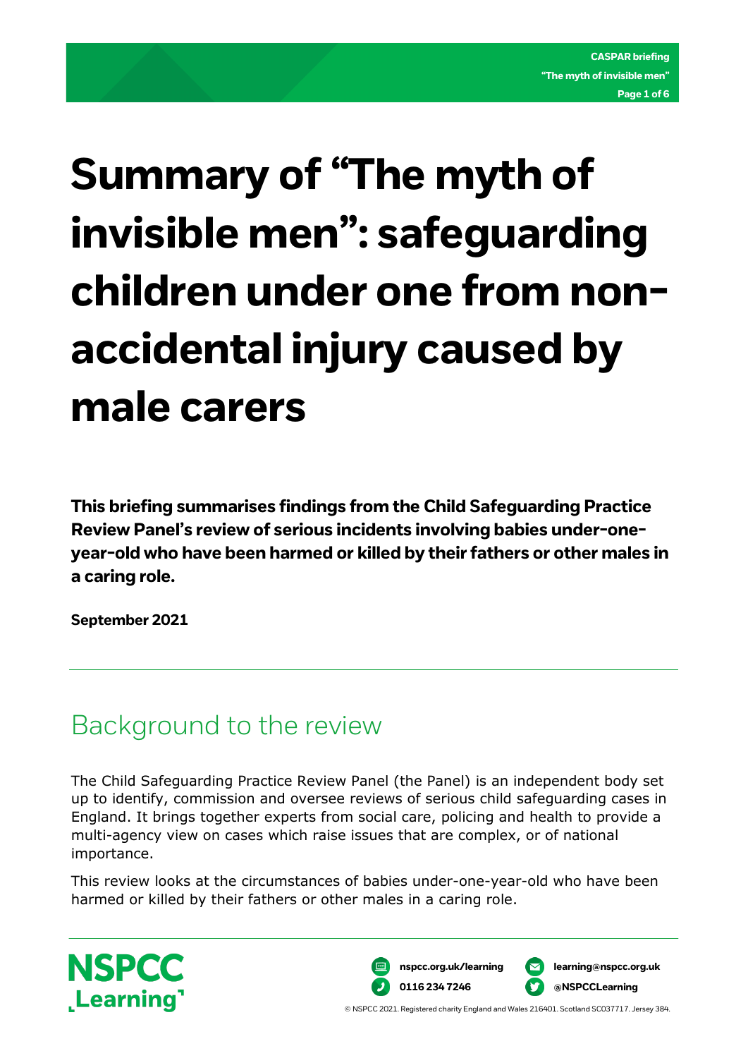# Summary of "The myth of invisible men": safeguarding children under one from non-accidental injury caused by male carers

**This briefing summarises findings from the Child Safeguarding Practice Review Panel's review of serious incidents involving babies under-one-year-old who have been harmed or killed by their fathers or other males in a caring role.**

**September 2021**

## Background to the review

The Child Safeguarding Practice Review Panel (the Panel) is an independent body set up to identify, commission and oversee reviews of serious child safeguarding cases in England. It brings together experts from social care, policing and health to provide a multi-agency view on cases which raise issues that are complex, or of national importance.

This review looks at the circumstances of babies under-one-year-old who have been harmed or killed by their fathers or other males in a caring role.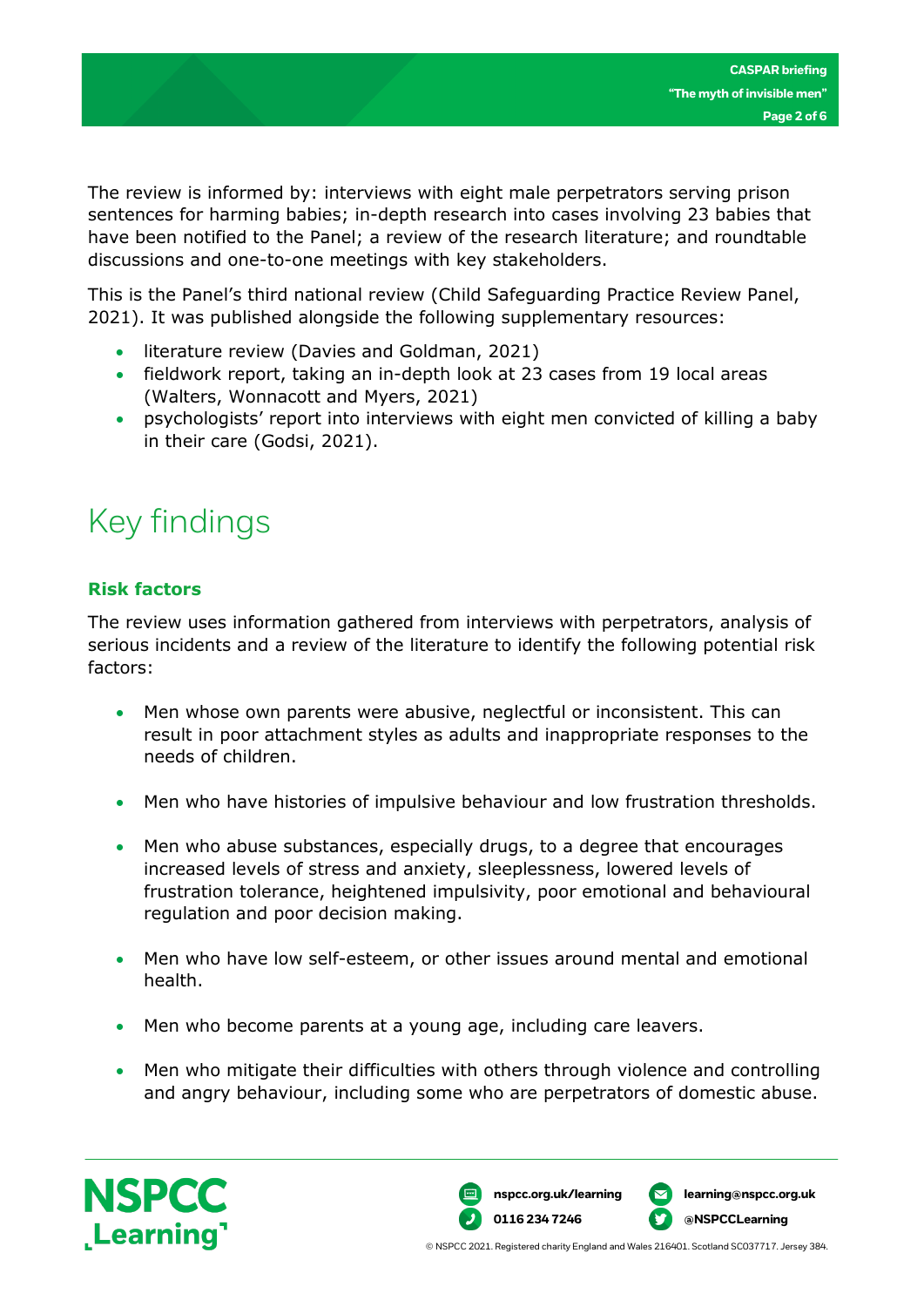The review is informed by: interviews with eight male perpetrators serving prison sentences for harming babies; in-depth research into cases involving 23 babies that have been notified to the Panel; a review of the research literature; and roundtable discussions and one-to-one meetings with key stakeholders.

This is the Panel's third national review (Child Safeguarding Practice Review Panel, 2021). It was published alongside the following supplementary resources:

- literature review (Davies and Goldman, 2021)
- fieldwork report, taking an in-depth look at 23 cases from 19 local areas (Walters, Wonnacott and Myers, 2021)
- psychologists' report into interviews with eight men convicted of killing a baby in their care (Godsi, 2021).

# Key findings

### Risk factors

The review uses information gathered from interviews with perpetrators, analysis of serious incidents and a review of the literature to identify the following potential risk factors:

- Men whose own parents were abusive, neglectful or inconsistent. This can result in poor attachment styles as adults and inappropriate responses to the needs of children.
- Men who have histories of impulsive behaviour and low frustration thresholds.
- Men who abuse substances, especially drugs, to a degree that encourages increased levels of stress and anxiety, sleeplessness, lowered levels of frustration tolerance, heightened impulsivity, poor emotional and behavioural regulation and poor decision making.
- Men who have low self-esteem, or other issues around mental and emotional health.
- Men who become parents at a young age, including care leavers.
- Men who mitigate their difficulties with others through violence and controlling and angry behaviour, including some who are perpetrators of domestic abuse.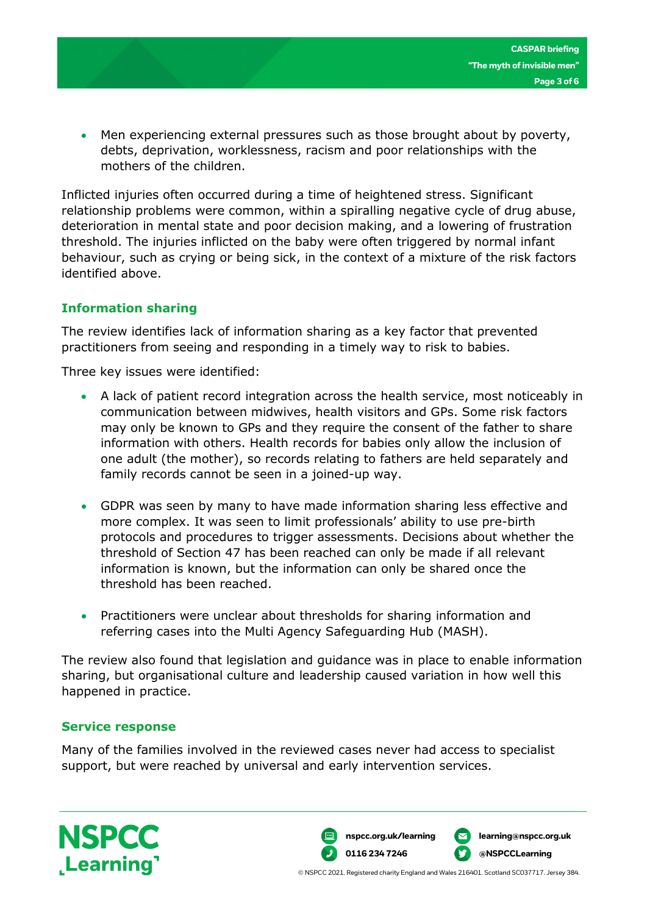- Men experiencing external pressures such as those brought about by poverty, debts, deprivation, worklessness, racism and poor relationships with the mothers of the children.

Inflicted injuries often occurred during a time of heightened stress. Significant relationship problems were common, within a spiralling negative cycle of drug abuse, deterioration in mental state and poor decision making, and a lowering of frustration threshold. The injuries inflicted on the baby were often triggered by normal infant behaviour, such as crying or being sick, in the context of a mixture of the risk factors identified above.

### Information sharing

The review identifies lack of information sharing as a key factor that prevented practitioners from seeing and responding in a timely way to risk to babies.

Three key issues were identified:

- A lack of patient record integration across the health service, most noticeably in communication between midwives, health visitors and GPs. Some risk factors may only be known to GPs and they require the consent of the father to share information with others. Health records for babies only allow the inclusion of one adult (the mother), so records relating to fathers are held separately and family records cannot be seen in a joined-up way.

- GDPR was seen by many to have made information sharing less effective and more complex. It was seen to limit professionals' ability to use pre-birth protocols and procedures to trigger assessments. Decisions about whether the threshold of Section 47 has been reached can only be made if all relevant information is known, but the information can only be shared once the threshold has been reached.

- Practitioners were unclear about thresholds for sharing information and referring cases into the Multi Agency Safeguarding Hub (MASH).

The review also found that legislation and guidance was in place to enable information sharing, but organisational culture and leadership caused variation in how well this happened in practice.

### Service response

Many of the families involved in the reviewed cases never had access to specialist support, but were reached by universal and early intervention services.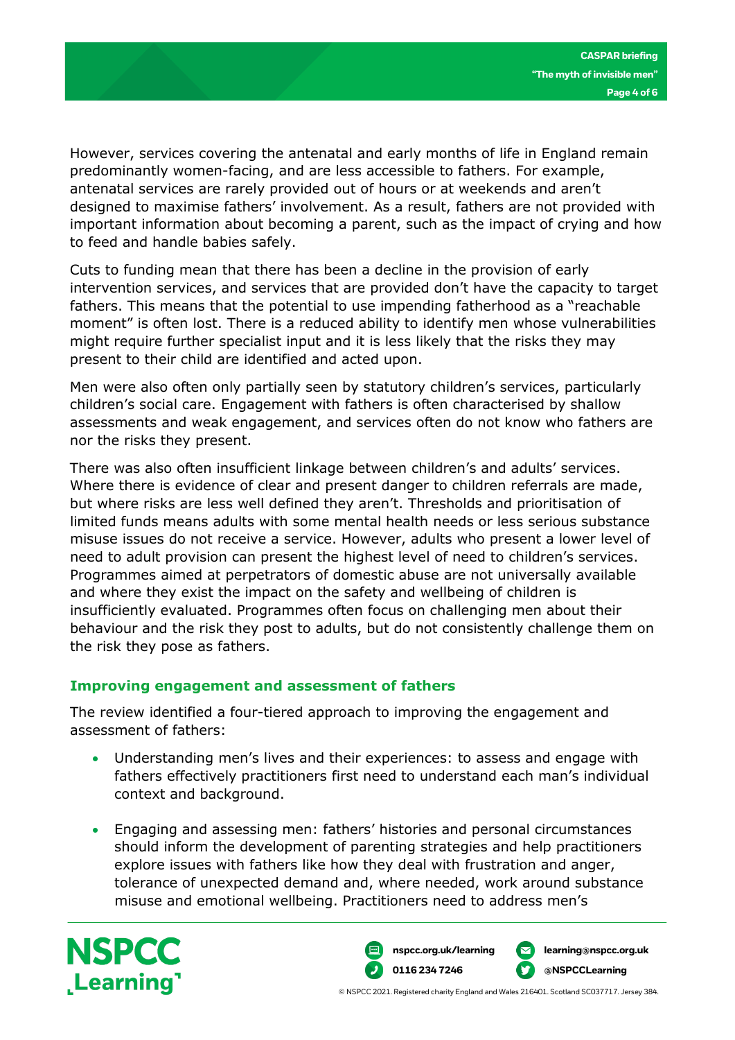However, services covering the antenatal and early months of life in England remain predominantly women-facing, and are less accessible to fathers. For example, antenatal services are rarely provided out of hours or at weekends and aren't designed to maximise fathers' involvement. As a result, fathers are not provided with important information about becoming a parent, such as the impact of crying and how to feed and handle babies safely.

Cuts to funding mean that there has been a decline in the provision of early intervention services, and services that are provided don't have the capacity to target fathers. This means that the potential to use impending fatherhood as a "reachable moment" is often lost. There is a reduced ability to identify men whose vulnerabilities might require further specialist input and it is less likely that the risks they may present to their child are identified and acted upon.

Men were also often only partially seen by statutory children's services, particularly children's social care. Engagement with fathers is often characterised by shallow assessments and weak engagement, and services often do not know who fathers are nor the risks they present.

There was also often insufficient linkage between children's and adults' services. Where there is evidence of clear and present danger to children referrals are made, but where risks are less well defined they aren't. Thresholds and prioritisation of limited funds means adults with some mental health needs or less serious substance misuse issues do not receive a service. However, adults who present a lower level of need to adult provision can present the highest level of need to children's services. Programmes aimed at perpetrators of domestic abuse are not universally available and where they exist the impact on the safety and wellbeing of children is insufficiently evaluated. Programmes often focus on challenging men about their behaviour and the risk they post to adults, but do not consistently challenge them on the risk they pose as fathers.

### Improving engagement and assessment of fathers

The review identified a four-tiered approach to improving the engagement and assessment of fathers:

- Understanding men's lives and their experiences: to assess and engage with fathers effectively practitioners first need to understand each man's individual context and background.
- Engaging and assessing men: fathers' histories and personal circumstances should inform the development of parenting strategies and help practitioners explore issues with fathers like how they deal with frustration and anger, tolerance of unexpected demand and, where needed, work around substance misuse and emotional wellbeing. Practitioners need to address men's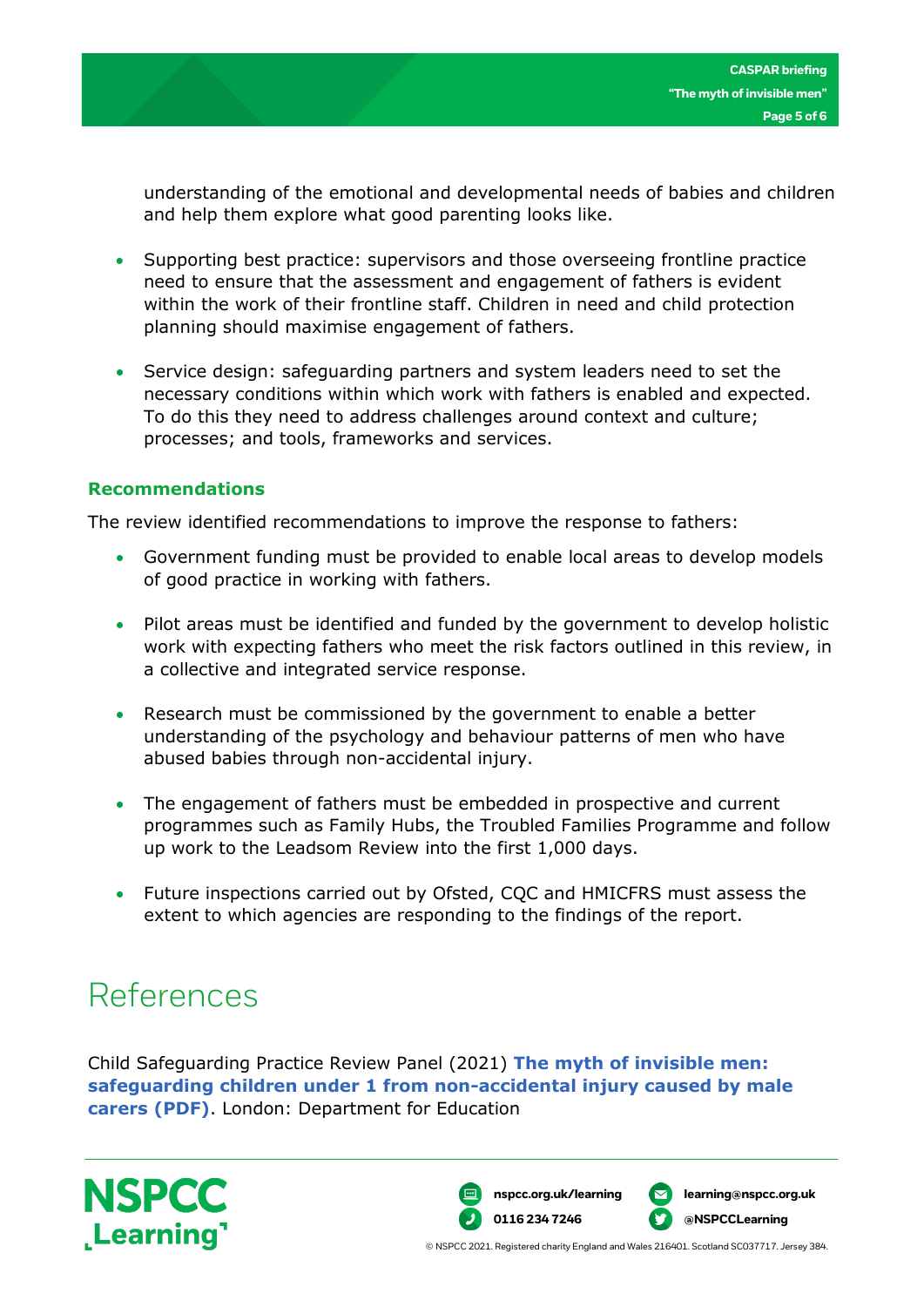understanding of the emotional and developmental needs of babies and children and help them explore what good parenting looks like.

- Supporting best practice: supervisors and those overseeing frontline practice need to ensure that the assessment and engagement of fathers is evident within the work of their frontline staff. Children in need and child protection planning should maximise engagement of fathers.
- Service design: safeguarding partners and system leaders need to set the necessary conditions within which work with fathers is enabled and expected. To do this they need to address challenges around context and culture; processes; and tools, frameworks and services.

### Recommendations

The review identified recommendations to improve the response to fathers:

- Government funding must be provided to enable local areas to develop models of good practice in working with fathers.
- Pilot areas must be identified and funded by the government to develop holistic work with expecting fathers who meet the risk factors outlined in this review, in a collective and integrated service response.
- Research must be commissioned by the government to enable a better understanding of the psychology and behaviour patterns of men who have abused babies through non-accidental injury.
- The engagement of fathers must be embedded in prospective and current programmes such as Family Hubs, the Troubled Families Programme and follow up work to the Leadsom Review into the first 1,000 days.
- Future inspections carried out by Ofsted, CQC and HMICFRS must assess the extent to which agencies are responding to the findings of the report.

# References

Child Safeguarding Practice Review Panel (2021) **The myth of invisible men: safeguarding children under 1 from non-accidental injury caused by male carers (PDF)**. London: Department for Education

NSPCC Learning

nspcc.org.uk/learning
0116 234 7246
learning@nspcc.org.uk
@NSPCCLearning

© NSPCC 2021. Registered charity England and Wales 216401. Scotland SC037717. Jersey 384.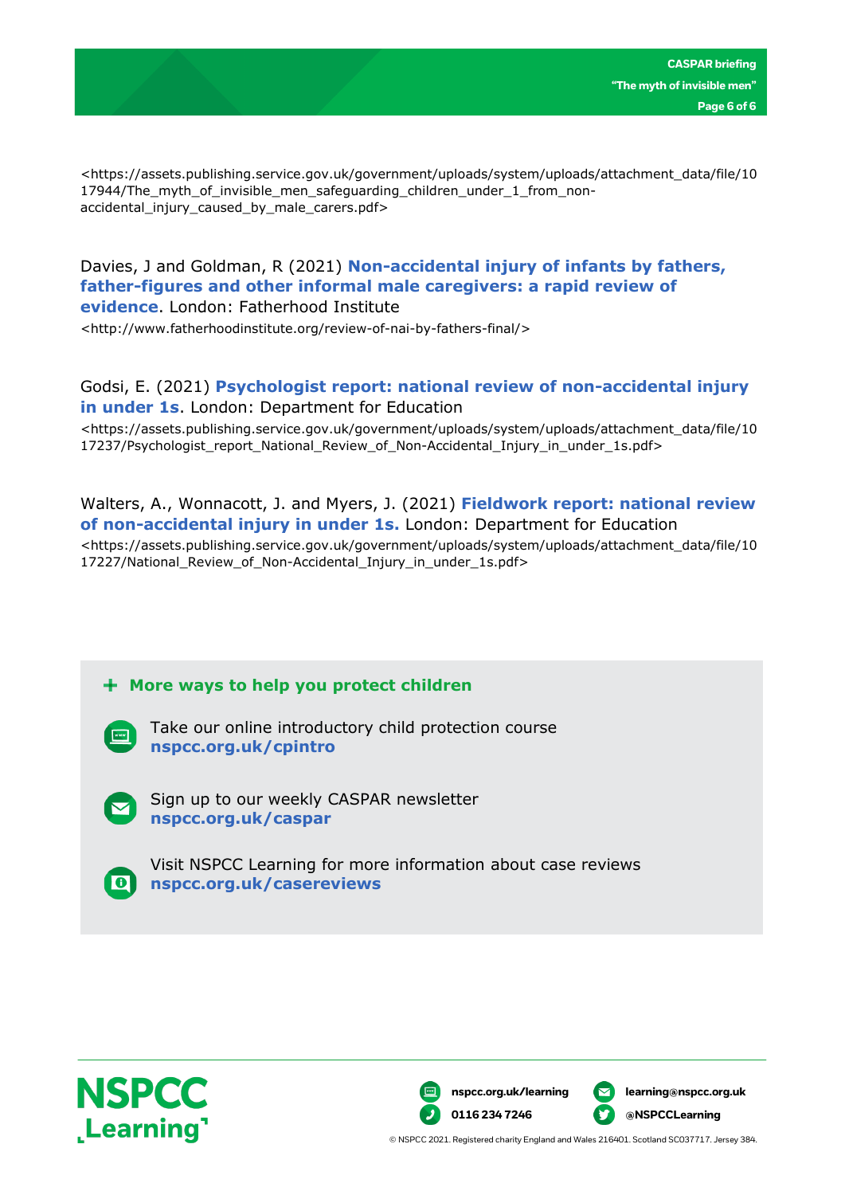<https://assets.publishing.service.gov.uk/government/uploads/system/uploads/attachment_data/file/1017944/The_myth_of_invisible_men_safeguarding_children_under_1_from_non-accidental_injury_caused_by_male_carers.pdf>

Davies, J and Goldman, R (2021) **Non-accidental injury of infants by fathers, father-figures and other informal male caregivers: a rapid review of evidence**. London: Fatherhood Institute
<http://www.fatherhoodinstitute.org/review-of-nai-by-fathers-final/>

Godsi, E. (2021) **Psychologist report: national review of non-accidental injury in under 1s**. London: Department for Education
<https://assets.publishing.service.gov.uk/government/uploads/system/uploads/attachment_data/file/1017237/Psychologist_report_National_Review_of_Non-Accidental_Injury_in_under_1s.pdf>

Walters, A., Wonnacott, J. and Myers, J. (2021) **Fieldwork report: national review of non-accidental injury in under 1s.** London: Department for Education
<https://assets.publishing.service.gov.uk/government/uploads/system/uploads/attachment_data/file/1017227/National_Review_of_Non-Accidental_Injury_in_under_1s.pdf>

**+ More ways to help you protect children**

Take our online introductory child protection course
**nspcc.org.uk/cpintro**

Sign up to our weekly CASPAR newsletter
**nspcc.org.uk/caspar**

Visit NSPCC Learning for more information about case reviews
**nspcc.org.uk/casereviews**

NSPCC Learning

nspcc.org.uk/learning
0116 234 7246
learning@nspcc.org.uk
@NSPCCLearning

© NSPCC 2021. Registered charity England and Wales 216401. Scotland SC037717. Jersey 384.